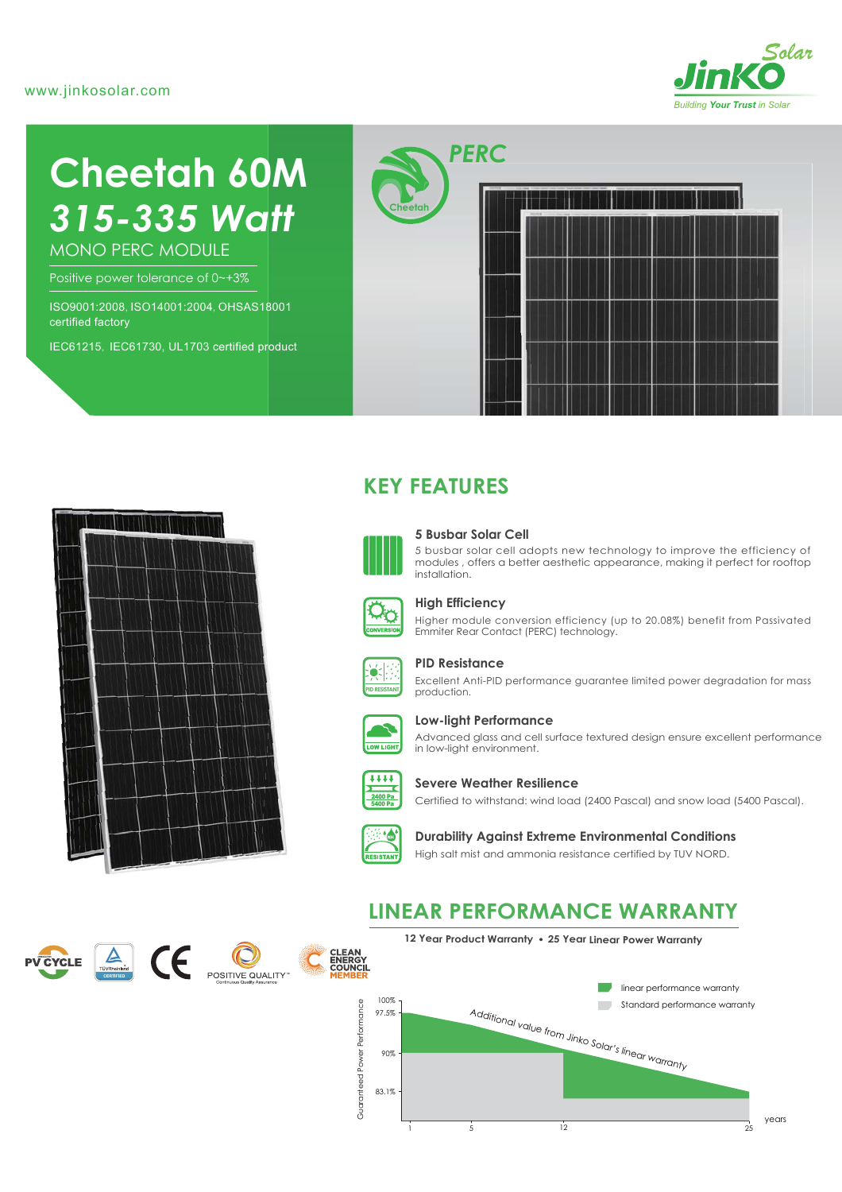www.jinkosolar.com

JinKO Solar — Building Your Trust in Solar

# Cheetah 60M

## *315-335 Watt*

MONO PERC MODULE

Positive power tolerance of 0~+3%

ISO9001:2008, ISO14001:2004, OHSAS18001 certified factory

IEC61215, IEC61730, UL1703 certified product

PERC

Cheetah

## KEY FEATURES

### 5 Busbar Solar Cell

5 busbar solar cell adopts new technology to improve the efficiency of modules , offers a better aesthetic appearance, making it perfect for rooftop installation.

### High Efficiency

Higher module conversion efficiency (up to 20.08%) benefit from Passivated Emmiter Rear Contact (PERC) technology.

### PID Resistance

Excellent Anti-PID performance guarantee limited power degradation for mass production.

### Low-light Performance

Advanced glass and cell surface textured design ensure excellent performance in low-light environment.

### Severe Weather Resilience

Certified to withstand: wind load (2400 Pascal) and snow load (5400 Pascal).

### Durability Against Extreme Environmental Conditions

High salt mist and ammonia resistance certified by TUV NORD.

PV CYCLE · TÜVRheinland CERTIFIED · CE · POSITIVE QUALITY Continuous Quality Assurance · CLEAN ENERGY COUNCIL MEMBER

## LINEAR PERFORMANCE WARRANTY

**12 Year Product Warranty • 25 Year Linear Power Warranty**

- linear performance warranty
- Standard performance warranty

Additional value from Jinko Solar's linear warranty

Guaranteed Power Performance: 100%, 97.5%, 90%, 83.1%

years: 1, 5, 12, 25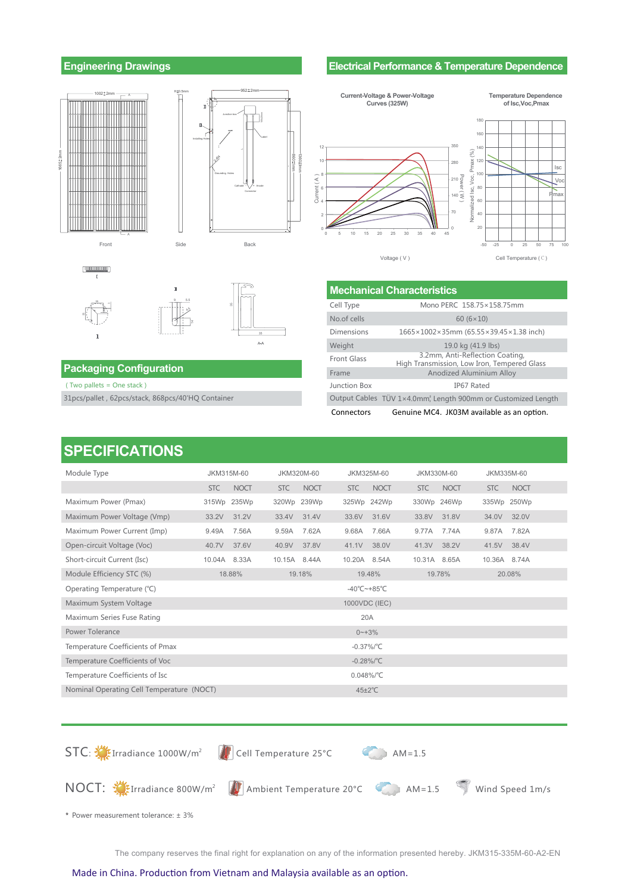## Engineering Drawings

1002±2mm
1665±2mm
H±0.5mm
952±2mm
Junction box
Installing Holes
Grounding Holes
Label
Cathode
Anode
Connector
Front
Side
Back
A-A

## Electrical Performance & Temperature Dependence

Current-Voltage & Power-Voltage Curves (325W)

Current ( A )
Power ( W )
Voltage ( V )
0 5 10 15 20 25 30 35 40 45
0 2 4 6 8 10 12
0 70 140 210 280 350

Temperature Dependence of Isc,Voc,Pmax

Normalized Isc, Voc, Pmax (%)
Cell Temperature ( ℃ )
-50 -25 0 25 50 75 100
20 40 60 80 100 120 140 160 180
Isc
Voc
Pmax

## Mechanical Characteristics

| | |
|---|---|
| Cell Type | Mono PERC 158.75×158.75mm |
| No.of cells | 60 (6×10) |
| Dimensions | 1665×1002×35mm (65.55×39.45×1.38 inch) |
| Weight | 19.0 kg (41.9 lbs) |
| Front Glass | 3.2mm, Anti-Reflection Coating, High Transmission, Low Iron, Tempered Glass |
| Frame | Anodized Aluminium Alloy |
| Junction Box | IP67 Rated |
| Output Cables | TÜV 1×4.0mm², Length 900mm or Customized Length |
| Connectors | Genuine MC4. JK03M available as an option. |

## Packaging Configuration

( Two pallets = One stack )

31pcs/pallet , 62pcs/stack, 868pcs/40'HQ Container

# SPECIFICATIONS

| Module Type | JKM315M-60 | | JKM320M-60 | | JKM325M-60 | | JKM330M-60 | | JKM335M-60 | |
|---|---|---|---|---|---|---|---|---|---|---|
| | STC | NOCT | STC | NOCT | STC | NOCT | STC | NOCT | STC | NOCT |
| Maximum Power (Pmax) | 315Wp | 235Wp | 320Wp | 239Wp | 325Wp | 242Wp | 330Wp | 246Wp | 335Wp | 250Wp |
| Maximum Power Voltage (Vmp) | 33.2V | 31.2V | 33.4V | 31.4V | 33.6V | 31.6V | 33.8V | 31.8V | 34.0V | 32.0V |
| Maximum Power Current (Imp) | 9.49A | 7.56A | 9.59A | 7.62A | 9.68A | 7.66A | 9.77A | 7.74A | 9.87A | 7.82A |
| Open-circuit Voltage (Voc) | 40.7V | 37.6V | 40.9V | 37.8V | 41.1V | 38.0V | 41.3V | 38.2V | 41.5V | 38.4V |
| Short-circuit Current (Isc) | 10.04A | 8.33A | 10.15A | 8.44A | 10.20A | 8.54A | 10.31A | 8.65A | 10.36A | 8.74A |
| Module Efficiency STC (%) | 18.88% | | 19.18% | | 19.48% | | 19.78% | | 20.08% | |
| Operating Temperature (℃) | -40℃~+85℃ | | | | | | | | | |
| Maximum System Voltage | 1000VDC (IEC) | | | | | | | | | |
| Maximum Series Fuse Rating | 20A | | | | | | | | | |
| Power Tolerance | 0~+3% | | | | | | | | | |
| Temperature Coefficients of Pmax | -0.37%/℃ | | | | | | | | | |
| Temperature Coefficients of Voc | -0.28%/℃ | | | | | | | | | |
| Temperature Coefficients of Isc | 0.048%/℃ | | | | | | | | | |
| Nominal Operating Cell Temperature (NOCT) | 45±2℃ | | | | | | | | | |

STC: Irradiance 1000W/m² Cell Temperature 25°C AM=1.5

NOCT: Irradiance 800W/m² Ambient Temperature 20°C AM=1.5 Wind Speed 1m/s

\* Power measurement tolerance: ± 3%

The company reserves the final right for explanation on any of the information presented hereby. JKM315-335M-60-A2-EN

Made in China. Production from Vietnam and Malaysia available as an option.